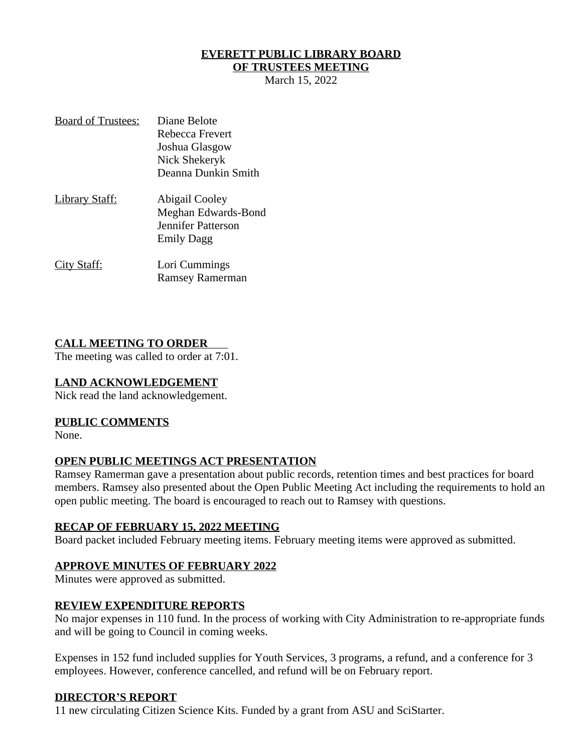# EVERETT PUBLIC LIBRARY BOARD OF TRUSTEES MEETING

March 15, 2022

Board of Trustees:
Diane Belote
Rebecca Frevert
Joshua Glasgow
Nick Shekeryk
Deanna Dunkin Smith

Library Staff:
Abigail Cooley
Meghan Edwards-Bond
Jennifer Patterson
Emily Dagg

City Staff:
Lori Cummings
Ramsey Ramerman

## CALL MEETING TO ORDER

The meeting was called to order at 7:01.

## LAND ACKNOWLEDGEMENT

Nick read the land acknowledgement.

## PUBLIC COMMENTS

None.

## OPEN PUBLIC MEETINGS ACT PRESENTATION

Ramsey Ramerman gave a presentation about public records, retention times and best practices for board members. Ramsey also presented about the Open Public Meeting Act including the requirements to hold an open public meeting. The board is encouraged to reach out to Ramsey with questions.

## RECAP OF FEBRUARY 15, 2022 MEETING

Board packet included February meeting items. February meeting items were approved as submitted.

## APPROVE MINUTES OF FEBRUARY 2022

Minutes were approved as submitted.

## REVIEW EXPENDITURE REPORTS

No major expenses in 110 fund. In the process of working with City Administration to re-appropriate funds and will be going to Council in coming weeks.

Expenses in 152 fund included supplies for Youth Services, 3 programs, a refund, and a conference for 3 employees. However, conference cancelled, and refund will be on February report.

## DIRECTOR'S REPORT

11 new circulating Citizen Science Kits. Funded by a grant from ASU and SciStarter.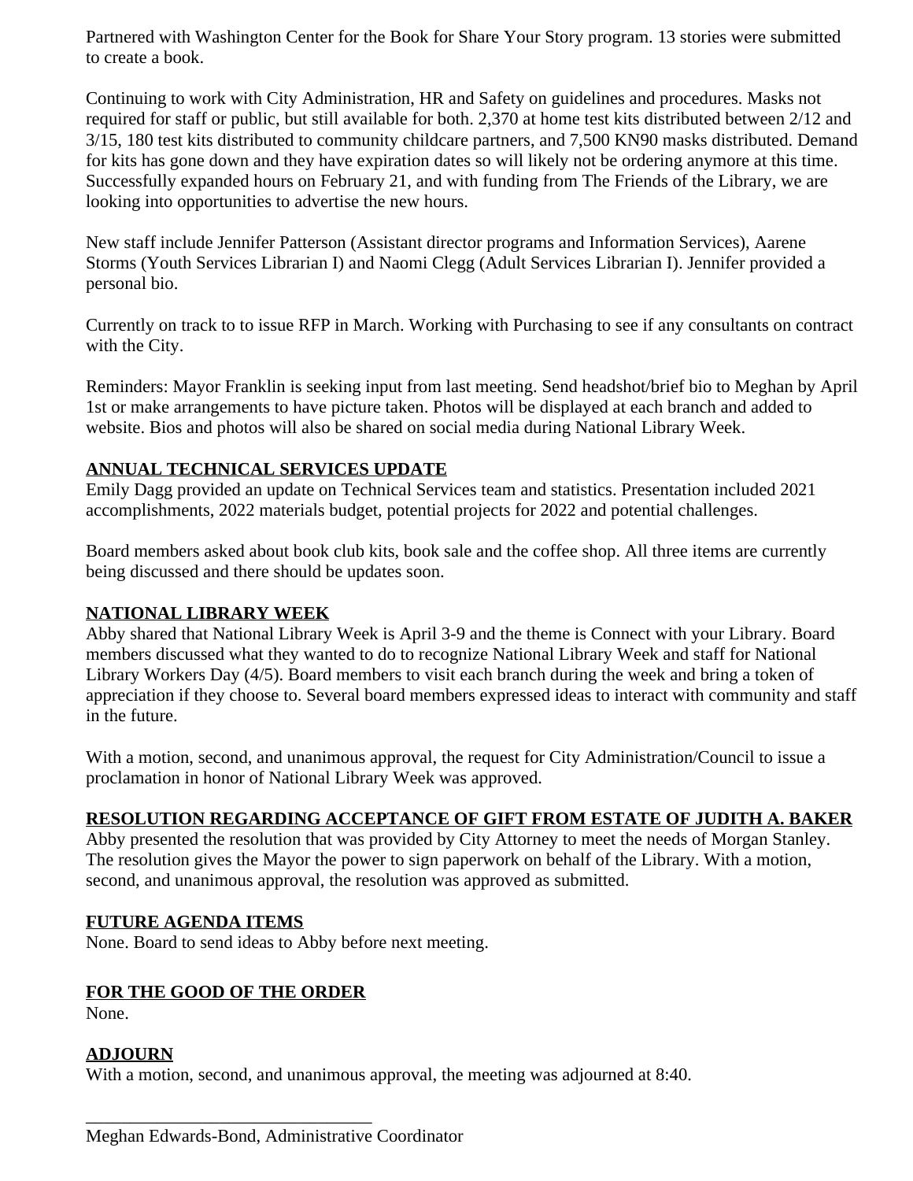Partnered with Washington Center for the Book for Share Your Story program. 13 stories were submitted to create a book.

Continuing to work with City Administration, HR and Safety on guidelines and procedures. Masks not required for staff or public, but still available for both. 2,370 at home test kits distributed between 2/12 and 3/15, 180 test kits distributed to community childcare partners, and 7,500 KN90 masks distributed. Demand for kits has gone down and they have expiration dates so will likely not be ordering anymore at this time. Successfully expanded hours on February 21, and with funding from The Friends of the Library, we are looking into opportunities to advertise the new hours.

New staff include Jennifer Patterson (Assistant director programs and Information Services), Aarene Storms (Youth Services Librarian I) and Naomi Clegg (Adult Services Librarian I). Jennifer provided a personal bio.

Currently on track to to issue RFP in March. Working with Purchasing to see if any consultants on contract with the City.

Reminders: Mayor Franklin is seeking input from last meeting. Send headshot/brief bio to Meghan by April 1st or make arrangements to have picture taken. Photos will be displayed at each branch and added to website. Bios and photos will also be shared on social media during National Library Week.

**ANNUAL TECHNICAL SERVICES UPDATE**
Emily Dagg provided an update on Technical Services team and statistics. Presentation included 2021 accomplishments, 2022 materials budget, potential projects for 2022 and potential challenges.

Board members asked about book club kits, book sale and the coffee shop. All three items are currently being discussed and there should be updates soon.

**NATIONAL LIBRARY WEEK**
Abby shared that National Library Week is April 3-9 and the theme is Connect with your Library. Board members discussed what they wanted to do to recognize National Library Week and staff for National Library Workers Day (4/5). Board members to visit each branch during the week and bring a token of appreciation if they choose to. Several board members expressed ideas to interact with community and staff in the future.

With a motion, second, and unanimous approval, the request for City Administration/Council to issue a proclamation in honor of National Library Week was approved.

**RESOLUTION REGARDING ACCEPTANCE OF GIFT FROM ESTATE OF JUDITH A. BAKER**
Abby presented the resolution that was provided by City Attorney to meet the needs of Morgan Stanley. The resolution gives the Mayor the power to sign paperwork on behalf of the Library. With a motion, second, and unanimous approval, the resolution was approved as submitted.

**FUTURE AGENDA ITEMS**
None. Board to send ideas to Abby before next meeting.

**FOR THE GOOD OF THE ORDER**
None.

**ADJOURN**
With a motion, second, and unanimous approval, the meeting was adjourned at 8:40.

_______________________________
Meghan Edwards-Bond, Administrative Coordinator